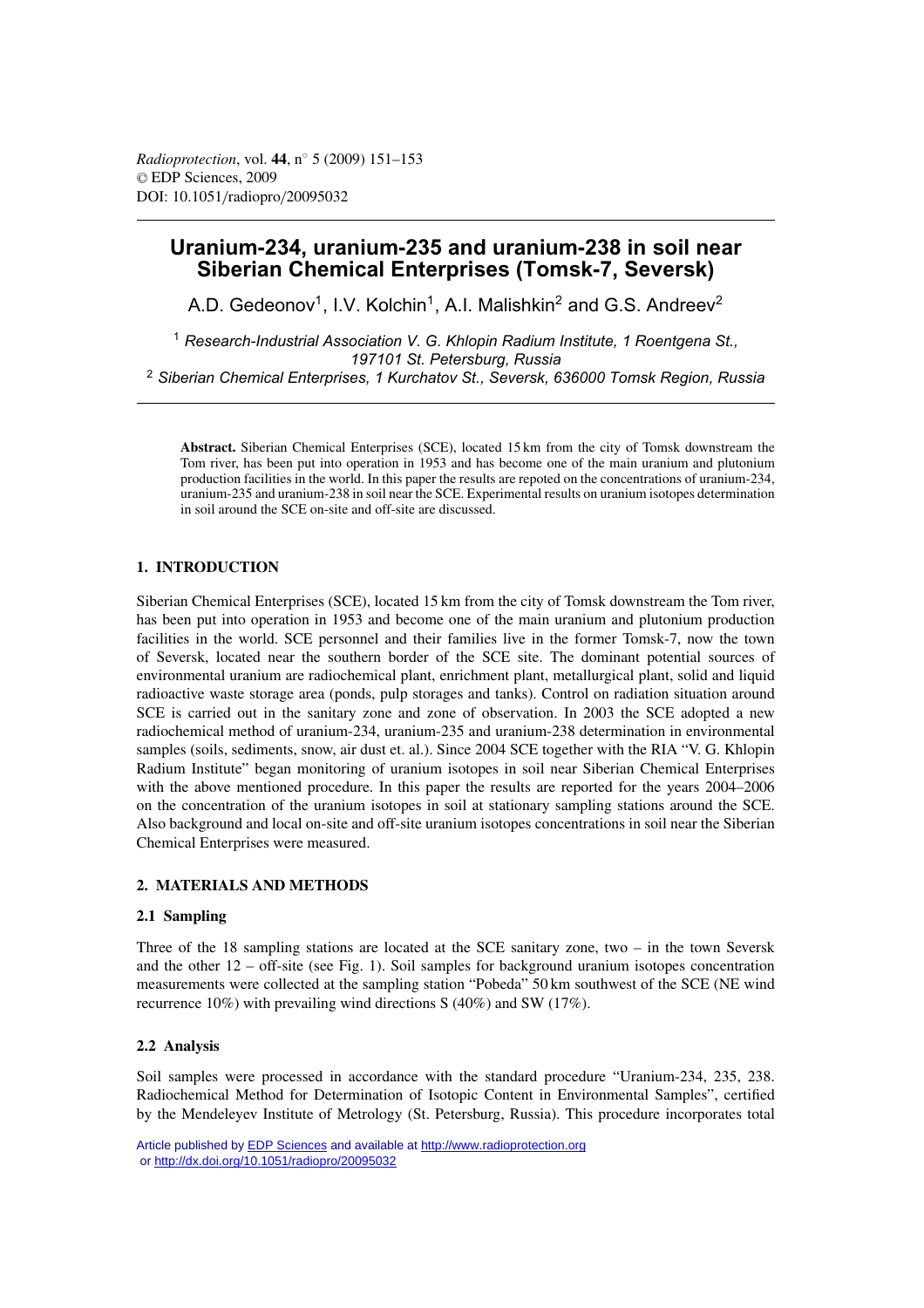# Uranium-234, uranium-235 and uranium-238 in soil near Siberian Chemical Enterprises (Tomsk-7, Seversk)

A.D. Gedeonov[1], I.V. Kolchin[1], A.I. Malishkin[2] and G.S. Andreev[2]

[1] *Research-Industrial Association V. G. Khlopin Radium Institute, 1 Roentgena St., 197101 St. Petersburg, Russia*
[2] *Siberian Chemical Enterprises, 1 Kurchatov St., Seversk, 636000 Tomsk Region, Russia*

**Abstract.** Siberian Chemical Enterprises (SCE), located 15 km from the city of Tomsk downstream the Tom river, has been put into operation in 1953 and has become one of the main uranium and plutonium production facilities in the world. In this paper the results are repoted on the concentrations of uranium-234, uranium-235 and uranium-238 in soil near the SCE. Experimental results on uranium isotopes determination in soil around the SCE on-site and off-site are discussed.

## 1. INTRODUCTION

Siberian Chemical Enterprises (SCE), located 15 km from the city of Tomsk downstream the Tom river, has been put into operation in 1953 and become one of the main uranium and plutonium production facilities in the world. SCE personnel and their families live in the former Tomsk-7, now the town of Seversk, located near the southern border of the SCE site. The dominant potential sources of environmental uranium are radiochemical plant, enrichment plant, metallurgical plant, solid and liquid radioactive waste storage area (ponds, pulp storages and tanks). Control on radiation situation around SCE is carried out in the sanitary zone and zone of observation. In 2003 the SCE adopted a new radiochemical method of uranium-234, uranium-235 and uranium-238 determination in environmental samples (soils, sediments, snow, air dust et. al.). Since 2004 SCE together with the RIA "V. G. Khlopin Radium Institute" began monitoring of uranium isotopes in soil near Siberian Chemical Enterprises with the above mentioned procedure. In this paper the results are reported for the years 2004–2006 on the concentration of the uranium isotopes in soil at stationary sampling stations around the SCE. Also background and local on-site and off-site uranium isotopes concentrations in soil near the Siberian Chemical Enterprises were measured.

## 2. MATERIALS AND METHODS

### 2.1 Sampling

Three of the 18 sampling stations are located at the SCE sanitary zone, two – in the town Seversk and the other 12 – off-site (see Fig. 1). Soil samples for background uranium isotopes concentration measurements were collected at the sampling station "Pobeda" 50 km southwest of the SCE (NE wind recurrence 10%) with prevailing wind directions S (40%) and SW (17%).

### 2.2 Analysis

Soil samples were processed in accordance with the standard procedure "Uranium-234, 235, 238. Radiochemical Method for Determination of Isotopic Content in Environmental Samples", certified by the Mendeleyev Institute of Metrology (St. Petersburg, Russia). This procedure incorporates total

Article published by EDP Sciences and available at http://www.radioprotection.org or http://dx.doi.org/10.1051/radiopro/20095032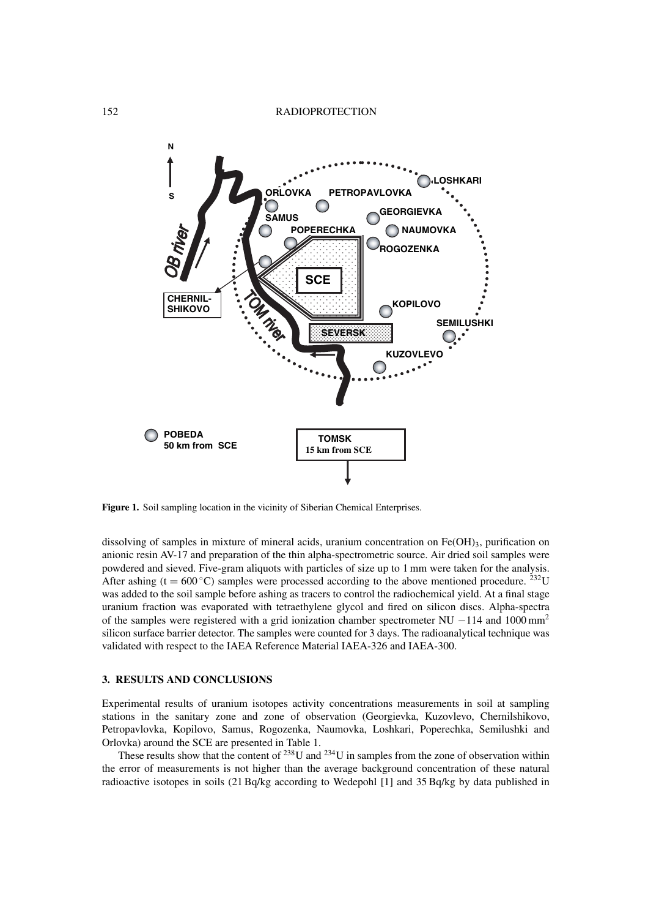**Figure 1.** Soil sampling location in the vicinity of Siberian Chemical Enterprises.

dissolving of samples in mixture of mineral acids, uranium concentration on $Fe(OH)_3$, purification on anionic resin AV-17 and preparation of the thin alpha-spectrometric source. Air dried soil samples were powdered and sieved. Five-gram aliquots with particles of size up to 1 mm were taken for the analysis. After ashing (t = 600 °C) samples were processed according to the above mentioned procedure. $^{232}U$ was added to the soil sample before ashing as tracers to control the radiochemical yield. At a final stage uranium fraction was evaporated with tetraethylene glycol and fired on silicon discs. Alpha-spectra of the samples were registered with a grid ionization chamber spectrometer NU −114 and 1000 mm$^2$ silicon surface barrier detector. The samples were counted for 3 days. The radioanalytical technique was validated with respect to the IAEA Reference Material IAEA-326 and IAEA-300.

## 3. RESULTS AND CONCLUSIONS

Experimental results of uranium isotopes activity concentrations measurements in soil at sampling stations in the sanitary zone and zone of observation (Georgievka, Kuzovlevo, Chernilshikovo, Petropavlovka, Kopilovo, Samus, Rogozenka, Naumovka, Loshkari, Poperechka, Semilushki and Orlovka) around the SCE are presented in Table 1.

These results show that the content of $^{238}U$ and $^{234}U$ in samples from the zone of observation within the error of measurements is not higher than the average background concentration of these natural radioactive isotopes in soils (21 Bq/kg according to Wedepohl [1] and 35 Bq/kg by data published in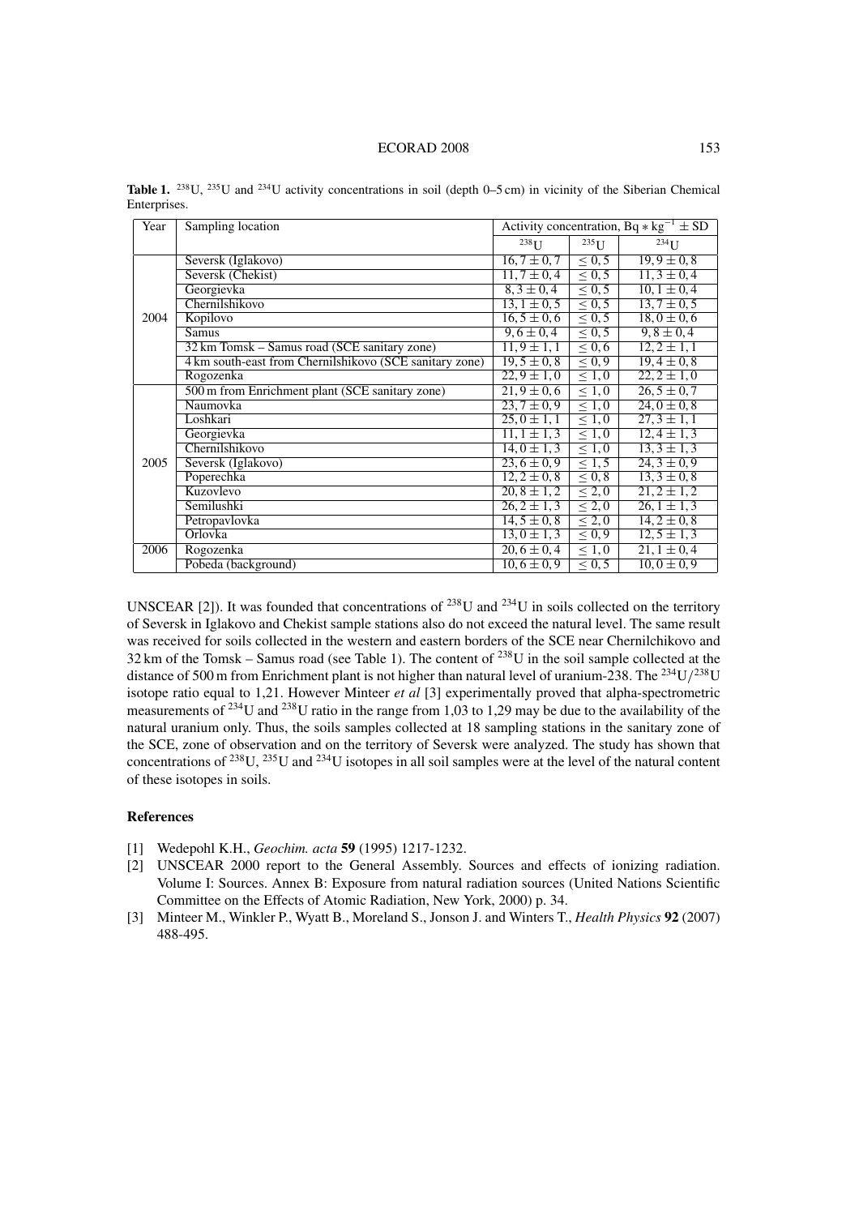**Table 1.** $^{238}$U, $^{235}$U and $^{234}$U activity concentrations in soil (depth 0–5 cm) in vicinity of the Siberian Chemical Enterprises.

| Year | Sampling location | Activity concentration, $Bq * kg^{-1} \pm SD$ | | |
|---|---|---|---|---|
| | | $^{238}$U | $^{235}$U | $^{234}$U |
| 2004 | Seversk (Iglakovo) | $16,7 \pm 0,7$ | $\leq 0,5$ | $19,9 \pm 0,8$ |
| | Seversk (Chekist) | $11,7 \pm 0,4$ | $\leq 0,5$ | $11,3 \pm 0,4$ |
| | Georgievka | $8,3 \pm 0,4$ | $\leq 0,5$ | $10,1 \pm 0,4$ |
| | Chernilshikovo | $13,1 \pm 0,5$ | $\leq 0,5$ | $13,7 \pm 0,5$ |
| | Kopilovo | $16,5 \pm 0,6$ | $\leq 0,5$ | $18,0 \pm 0,6$ |
| | Samus | $9,6 \pm 0,4$ | $\leq 0,5$ | $9,8 \pm 0,4$ |
| | 32 km Tomsk – Samus road (SCE sanitary zone) | $11,9 \pm 1,1$ | $\leq 0,6$ | $12,2 \pm 1,1$ |
| | 4 km south-east from Chernilshikovo (SCE sanitary zone) | $19,5 \pm 0,8$ | $\leq 0,9$ | $19,4 \pm 0,8$ |
| | Rogozenka | $22,9 \pm 1,0$ | $\leq 1,0$ | $22,2 \pm 1,0$ |
| 2005 | 500 m from Enrichment plant (SCE sanitary zone) | $21,9 \pm 0,6$ | $\leq 1,0$ | $26,5 \pm 0,7$ |
| | Naumovka | $23,7 \pm 0,9$ | $\leq 1,0$ | $24,0 \pm 0,8$ |
| | Loshkari | $25,0 \pm 1,1$ | $\leq 1,0$ | $27,3 \pm 1,1$ |
| | Georgievka | $11,1 \pm 1,3$ | $\leq 1,0$ | $12,4 \pm 1,3$ |
| | Chernilshikovo | $14,0 \pm 1,3$ | $\leq 1,0$ | $13,3 \pm 1,3$ |
| | Seversk (Iglakovo) | $23,6 \pm 0,9$ | $\leq 1,5$ | $24,3 \pm 0,9$ |
| | Poperechka | $12,2 \pm 0,8$ | $\leq 0,8$ | $13,3 \pm 0,8$ |
| | Kuzovlevo | $20,8 \pm 1,2$ | $\leq 2,0$ | $21,2 \pm 1,2$ |
| | Semilushki | $26,2 \pm 1,3$ | $\leq 2,0$ | $26,1 \pm 1,3$ |
| | Petropavlovka | $14,5 \pm 0,8$ | $\leq 2,0$ | $14,2 \pm 0,8$ |
| | Orlovka | $13,0 \pm 1,3$ | $\leq 0,9$ | $12,5 \pm 1,3$ |
| 2006 | Rogozenka | $20,6 \pm 0,4$ | $\leq 1,0$ | $21,1 \pm 0,4$ |
| | Pobeda (background) | $10,6 \pm 0,9$ | $\leq 0,5$ | $10,0 \pm 0,9$ |

UNSCEAR [2]). It was founded that concentrations of $^{238}$U and $^{234}$U in soils collected on the territory of Seversk in Iglakovo and Chekist sample stations also do not exceed the natural level. The same result was received for soils collected in the western and eastern borders of the SCE near Chernilchikovo and 32 km of the Tomsk – Samus road (see Table 1). The content of $^{238}$U in the soil sample collected at the distance of 500 m from Enrichment plant is not higher than natural level of uranium-238. The $^{234}U/^{238}U$ isotope ratio equal to 1,21. However Minteer *et al* [3] experimentally proved that alpha-spectrometric measurements of $^{234}$U and $^{238}$U ratio in the range from 1,03 to 1,29 may be due to the availability of the natural uranium only. Thus, the soils samples collected at 18 sampling stations in the sanitary zone of the SCE, zone of observation and on the territory of Seversk were analyzed. The study has shown that concentrations of $^{238}$U, $^{235}$U and $^{234}$U isotopes in all soil samples were at the level of the natural content of these isotopes in soils.

## References

[1] Wedepohl K.H., *Geochim. acta* **59** (1995) 1217-1232.

[2] UNSCEAR 2000 report to the General Assembly. Sources and effects of ionizing radiation. Volume I: Sources. Annex B: Exposure from natural radiation sources (United Nations Scientific Committee on the Effects of Atomic Radiation, New York, 2000) p. 34.

[3] Minteer M., Winkler P., Wyatt B., Moreland S., Jonson J. and Winters T., *Health Physics* **92** (2007) 488-495.